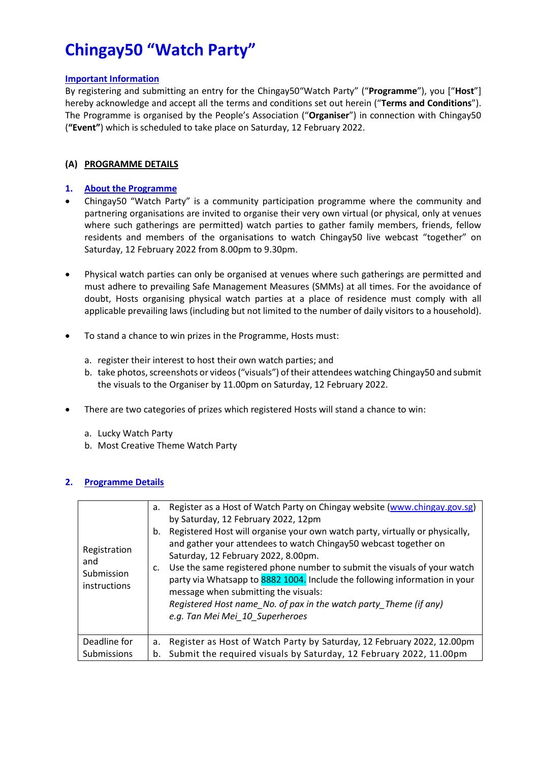# Chingay50 "Watch Party"

**Important Information**

By registering and submitting an entry for the Chingay50"Watch Party" ("**Programme**"), you ["**Host**"] hereby acknowledge and accept all the terms and conditions set out herein ("**Terms and Conditions**"). The Programme is organised by the People's Association ("**Organiser**") in connection with Chingay50 (**"Event"**) which is scheduled to take place on Saturday, 12 February 2022.

## (A) PROGRAMME DETAILS

### 1. About the Programme

- Chingay50 "Watch Party" is a community participation programme where the community and partnering organisations are invited to organise their very own virtual (or physical, only at venues where such gatherings are permitted) watch parties to gather family members, friends, fellow residents and members of the organisations to watch Chingay50 live webcast "together" on Saturday, 12 February 2022 from 8.00pm to 9.30pm.

- Physical watch parties can only be organised at venues where such gatherings are permitted and must adhere to prevailing Safe Management Measures (SMMs) at all times. For the avoidance of doubt, Hosts organising physical watch parties at a place of residence must comply with all applicable prevailing laws (including but not limited to the number of daily visitors to a household).

- To stand a chance to win prizes in the Programme, Hosts must:

  a. register their interest to host their own watch parties; and
  b. take photos, screenshots or videos ("visuals") of their attendees watching Chingay50 and submit the visuals to the Organiser by 11.00pm on Saturday, 12 February 2022.

- There are two categories of prizes which registered Hosts will stand a chance to win:

  a. Lucky Watch Party
  b. Most Creative Theme Watch Party

### 2. Programme Details

| | |
|---|---|
| Registration and Submission instructions | a. Register as a Host of Watch Party on Chingay website (www.chingay.gov.sg) by Saturday, 12 February 2022, 12pm<br>b. Registered Host will organise your own watch party, virtually or physically, and gather your attendees to watch Chingay50 webcast together on Saturday, 12 February 2022, 8.00pm.<br>c. Use the same registered phone number to submit the visuals of your watch party via Whatsapp to 8882 1004. Include the following information in your message when submitting the visuals:<br>*Registered Host name_No. of pax in the watch party_Theme (if any)*<br>*e.g. Tan Mei Mei_10_Superheroes* |
| Deadline for Submissions | a. Register as Host of Watch Party by Saturday, 12 February 2022, 12.00pm<br>b. Submit the required visuals by Saturday, 12 February 2022, 11.00pm |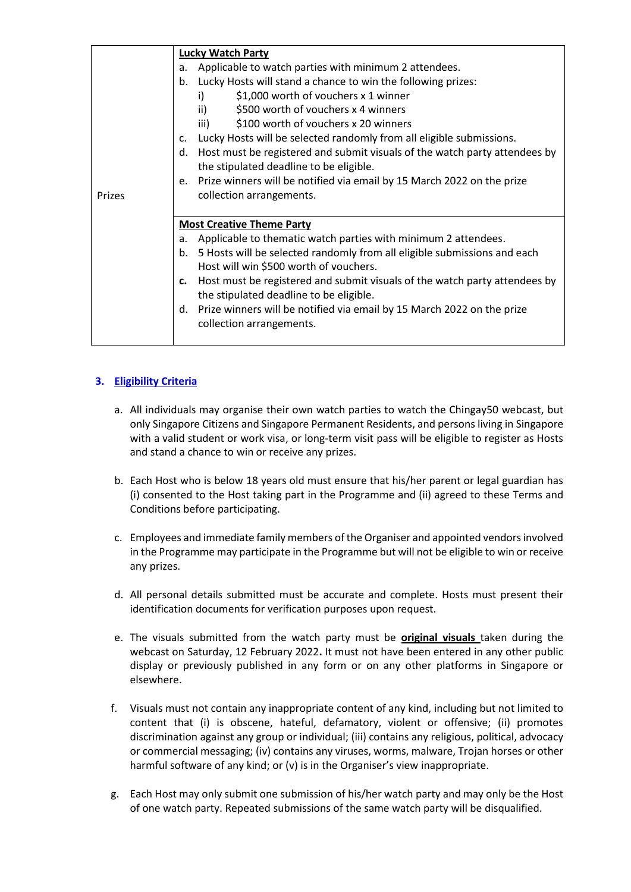| | |
|---|---|
| Prizes | **Lucky Watch Party**<br>a. Applicable to watch parties with minimum 2 attendees.<br>b. Lucky Hosts will stand a chance to win the following prizes:<br>i) $1,000 worth of vouchers x 1 winner<br>ii) $500 worth of vouchers x 4 winners<br>iii) $100 worth of vouchers x 20 winners<br>c. Lucky Hosts will be selected randomly from all eligible submissions.<br>d. Host must be registered and submit visuals of the watch party attendees by the stipulated deadline to be eligible.<br>e. Prize winners will be notified via email by 15 March 2022 on the prize collection arrangements. |
| | **Most Creative Theme Party**<br>a. Applicable to thematic watch parties with minimum 2 attendees.<br>b. 5 Hosts will be selected randomly from all eligible submissions and each Host will win $500 worth of vouchers.<br>c. Host must be registered and submit visuals of the watch party attendees by the stipulated deadline to be eligible.<br>d. Prize winners will be notified via email by 15 March 2022 on the prize collection arrangements. |

## 3. Eligibility Criteria

a. All individuals may organise their own watch parties to watch the Chingay50 webcast, but only Singapore Citizens and Singapore Permanent Residents, and persons living in Singapore with a valid student or work visa, or long-term visit pass will be eligible to register as Hosts and stand a chance to win or receive any prizes.

b. Each Host who is below 18 years old must ensure that his/her parent or legal guardian has (i) consented to the Host taking part in the Programme and (ii) agreed to these Terms and Conditions before participating.

c. Employees and immediate family members of the Organiser and appointed vendors involved in the Programme may participate in the Programme but will not be eligible to win or receive any prizes.

d. All personal details submitted must be accurate and complete. Hosts must present their identification documents for verification purposes upon request.

e. The visuals submitted from the watch party must be **original visuals** taken during the webcast on Saturday, 12 February 2022**.** It must not have been entered in any other public display or previously published in any form or on any other platforms in Singapore or elsewhere.

f. Visuals must not contain any inappropriate content of any kind, including but not limited to content that (i) is obscene, hateful, defamatory, violent or offensive; (ii) promotes discrimination against any group or individual; (iii) contains any religious, political, advocacy or commercial messaging; (iv) contains any viruses, worms, malware, Trojan horses or other harmful software of any kind; or (v) is in the Organiser's view inappropriate.

g. Each Host may only submit one submission of his/her watch party and may only be the Host of one watch party. Repeated submissions of the same watch party will be disqualified.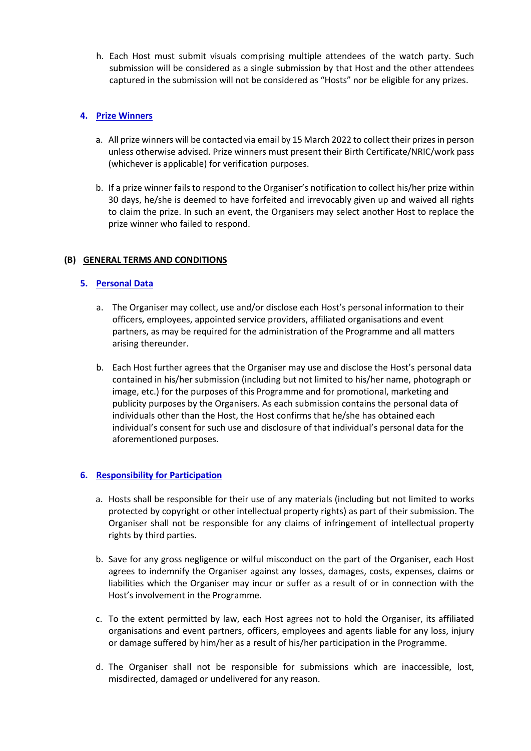h. Each Host must submit visuals comprising multiple attendees of the watch party. Such submission will be considered as a single submission by that Host and the other attendees captured in the submission will not be considered as "Hosts" nor be eligible for any prizes.

### 4. Prize Winners

a. All prize winners will be contacted via email by 15 March 2022 to collect their prizes in person unless otherwise advised. Prize winners must present their Birth Certificate/NRIC/work pass (whichever is applicable) for verification purposes.

b. If a prize winner fails to respond to the Organiser's notification to collect his/her prize within 30 days, he/she is deemed to have forfeited and irrevocably given up and waived all rights to claim the prize. In such an event, the Organisers may select another Host to replace the prize winner who failed to respond.

## (B) GENERAL TERMS AND CONDITIONS

### 5. Personal Data

a. The Organiser may collect, use and/or disclose each Host's personal information to their officers, employees, appointed service providers, affiliated organisations and event partners, as may be required for the administration of the Programme and all matters arising thereunder.

b. Each Host further agrees that the Organiser may use and disclose the Host's personal data contained in his/her submission (including but not limited to his/her name, photograph or image, etc.) for the purposes of this Programme and for promotional, marketing and publicity purposes by the Organisers. As each submission contains the personal data of individuals other than the Host, the Host confirms that he/she has obtained each individual's consent for such use and disclosure of that individual's personal data for the aforementioned purposes.

### 6. Responsibility for Participation

a. Hosts shall be responsible for their use of any materials (including but not limited to works protected by copyright or other intellectual property rights) as part of their submission. The Organiser shall not be responsible for any claims of infringement of intellectual property rights by third parties.

b. Save for any gross negligence or wilful misconduct on the part of the Organiser, each Host agrees to indemnify the Organiser against any losses, damages, costs, expenses, claims or liabilities which the Organiser may incur or suffer as a result of or in connection with the Host's involvement in the Programme.

c. To the extent permitted by law, each Host agrees not to hold the Organiser, its affiliated organisations and event partners, officers, employees and agents liable for any loss, injury or damage suffered by him/her as a result of his/her participation in the Programme.

d. The Organiser shall not be responsible for submissions which are inaccessible, lost, misdirected, damaged or undelivered for any reason.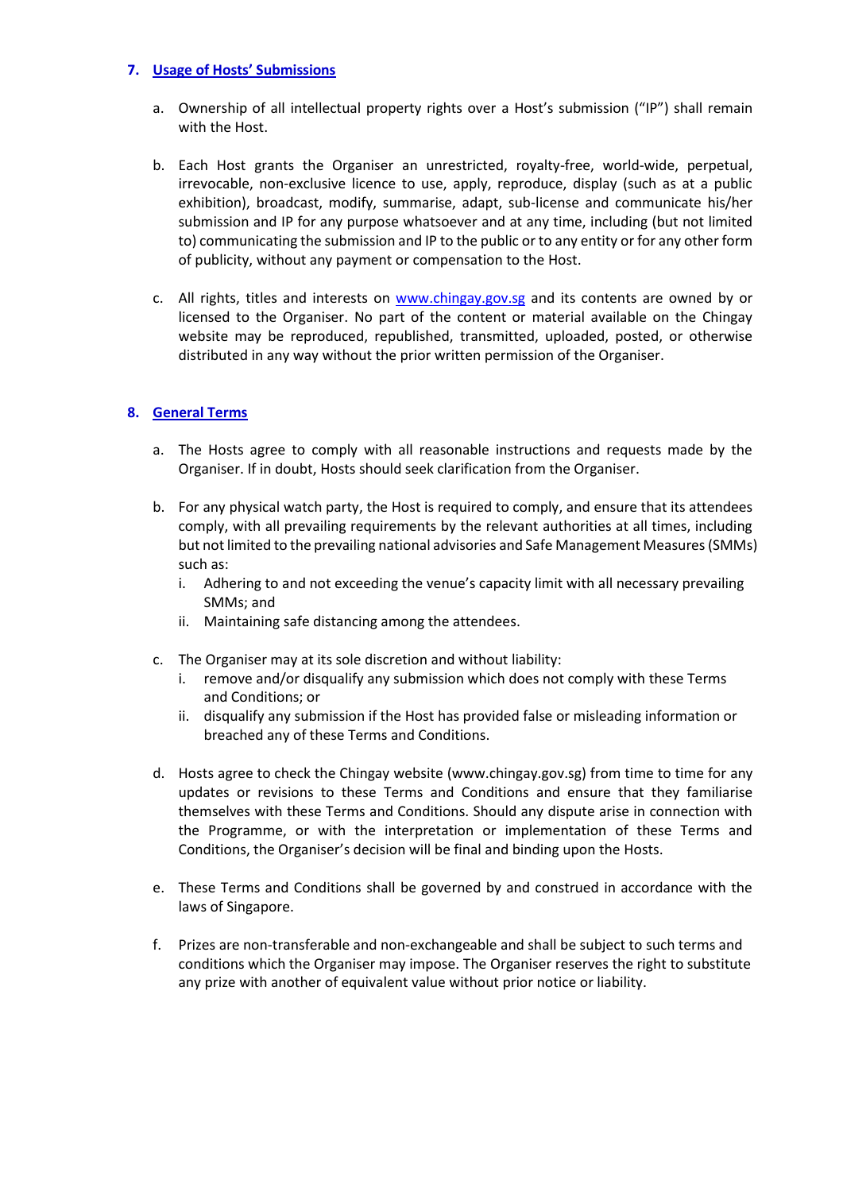## 7. Usage of Hosts' Submissions

a. Ownership of all intellectual property rights over a Host's submission ("IP") shall remain with the Host.

b. Each Host grants the Organiser an unrestricted, royalty-free, world-wide, perpetual, irrevocable, non-exclusive licence to use, apply, reproduce, display (such as at a public exhibition), broadcast, modify, summarise, adapt, sub-license and communicate his/her submission and IP for any purpose whatsoever and at any time, including (but not limited to) communicating the submission and IP to the public or to any entity or for any other form of publicity, without any payment or compensation to the Host.

c. All rights, titles and interests on [www.chingay.gov.sg](http://www.chingay.gov.sg) and its contents are owned by or licensed to the Organiser. No part of the content or material available on the Chingay website may be reproduced, republished, transmitted, uploaded, posted, or otherwise distributed in any way without the prior written permission of the Organiser.

## 8. General Terms

a. The Hosts agree to comply with all reasonable instructions and requests made by the Organiser. If in doubt, Hosts should seek clarification from the Organiser.

b. For any physical watch party, the Host is required to comply, and ensure that its attendees comply, with all prevailing requirements by the relevant authorities at all times, including but not limited to the prevailing national advisories and Safe Management Measures (SMMs) such as:
   i. Adhering to and not exceeding the venue's capacity limit with all necessary prevailing SMMs; and
   ii. Maintaining safe distancing among the attendees.

c. The Organiser may at its sole discretion and without liability:
   i. remove and/or disqualify any submission which does not comply with these Terms and Conditions; or
   ii. disqualify any submission if the Host has provided false or misleading information or breached any of these Terms and Conditions.

d. Hosts agree to check the Chingay website (www.chingay.gov.sg) from time to time for any updates or revisions to these Terms and Conditions and ensure that they familiarise themselves with these Terms and Conditions. Should any dispute arise in connection with the Programme, or with the interpretation or implementation of these Terms and Conditions, the Organiser's decision will be final and binding upon the Hosts.

e. These Terms and Conditions shall be governed by and construed in accordance with the laws of Singapore.

f. Prizes are non-transferable and non-exchangeable and shall be subject to such terms and conditions which the Organiser may impose. The Organiser reserves the right to substitute any prize with another of equivalent value without prior notice or liability.